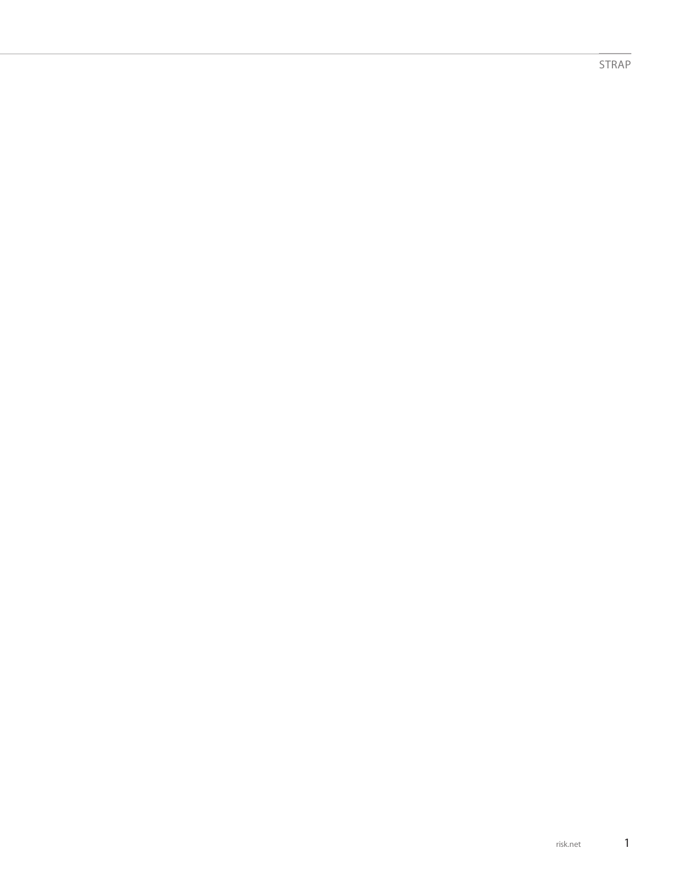STRAP